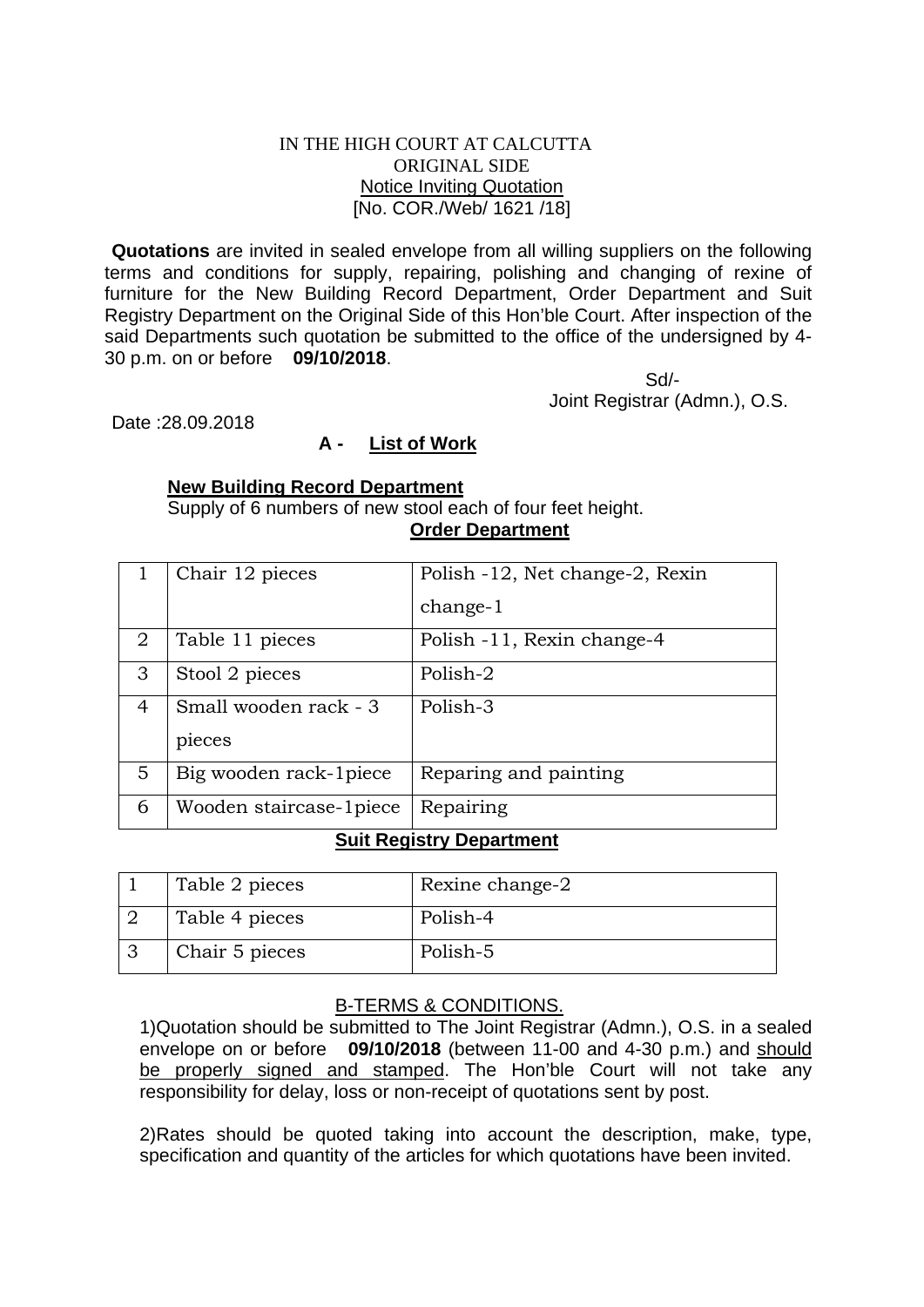IN THE HIGH COURT AT CALCUTTA
ORIGINAL SIDE
Notice Inviting Quotation
[No. COR./Web/ 1621 /18]

**Quotations** are invited in sealed envelope from all willing suppliers on the following terms and conditions for supply, repairing, polishing and changing of rexine of furniture for the New Building Record Department, Order Department and Suit Registry Department on the Original Side of this Hon'ble Court. After inspection of the said Departments such quotation be submitted to the office of the undersigned by 4-30 p.m. on or before **09/10/2018**.

Sd/-
Joint Registrar (Admn.), O.S.

Date :28.09.2018

## A - List of Work

**New Building Record Department**

Supply of 6 numbers of new stool each of four feet height.

**Order Department**

| | | |
|---|---|---|
| 1 | Chair 12 pieces | Polish -12, Net change-2, Rexin change-1 |
| 2 | Table 11 pieces | Polish -11, Rexin change-4 |
| 3 | Stool 2 pieces | Polish-2 |
| 4 | Small wooden rack - 3 pieces | Polish-3 |
| 5 | Big wooden rack-1piece | Reparing and painting |
| 6 | Wooden staircase-1piece | Repairing |

**Suit Registry Department**

| | | |
|---|---|---|
| 1 | Table 2 pieces | Rexine change-2 |
| 2 | Table 4 pieces | Polish-4 |
| 3 | Chair 5 pieces | Polish-5 |

## B-TERMS & CONDITIONS.

1)Quotation should be submitted to The Joint Registrar (Admn.), O.S. in a sealed envelope on or before **09/10/2018** (between 11-00 and 4-30 p.m.) and should be properly signed and stamped. The Hon'ble Court will not take any responsibility for delay, loss or non-receipt of quotations sent by post.

2)Rates should be quoted taking into account the description, make, type, specification and quantity of the articles for which quotations have been invited.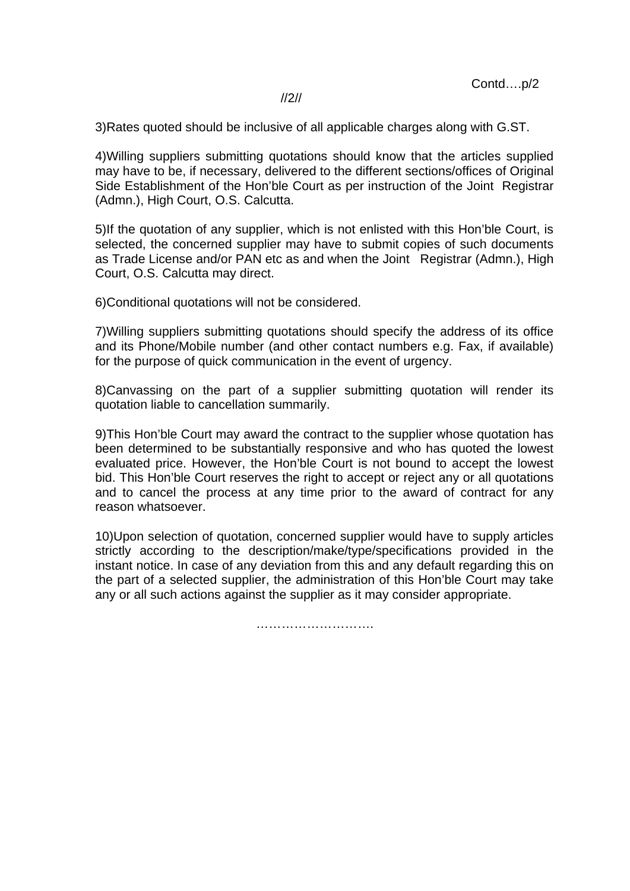Contd….p/2

//2//

3)Rates quoted should be inclusive of all applicable charges along with G.ST.

4)Willing suppliers submitting quotations should know that the articles supplied may have to be, if necessary, delivered to the different sections/offices of Original Side Establishment of the Hon'ble Court as per instruction of the Joint Registrar (Admn.), High Court, O.S. Calcutta.

5)If the quotation of any supplier, which is not enlisted with this Hon'ble Court, is selected, the concerned supplier may have to submit copies of such documents as Trade License and/or PAN etc as and when the Joint Registrar (Admn.), High Court, O.S. Calcutta may direct.

6)Conditional quotations will not be considered.

7)Willing suppliers submitting quotations should specify the address of its office and its Phone/Mobile number (and other contact numbers e.g. Fax, if available) for the purpose of quick communication in the event of urgency.

8)Canvassing on the part of a supplier submitting quotation will render its quotation liable to cancellation summarily.

9)This Hon'ble Court may award the contract to the supplier whose quotation has been determined to be substantially responsive and who has quoted the lowest evaluated price. However, the Hon'ble Court is not bound to accept the lowest bid. This Hon'ble Court reserves the right to accept or reject any or all quotations and to cancel the process at any time prior to the award of contract for any reason whatsoever.

10)Upon selection of quotation, concerned supplier would have to supply articles strictly according to the description/make/type/specifications provided in the instant notice. In case of any deviation from this and any default regarding this on the part of a selected supplier, the administration of this Hon'ble Court may take any or all such actions against the supplier as it may consider appropriate.

……………………….